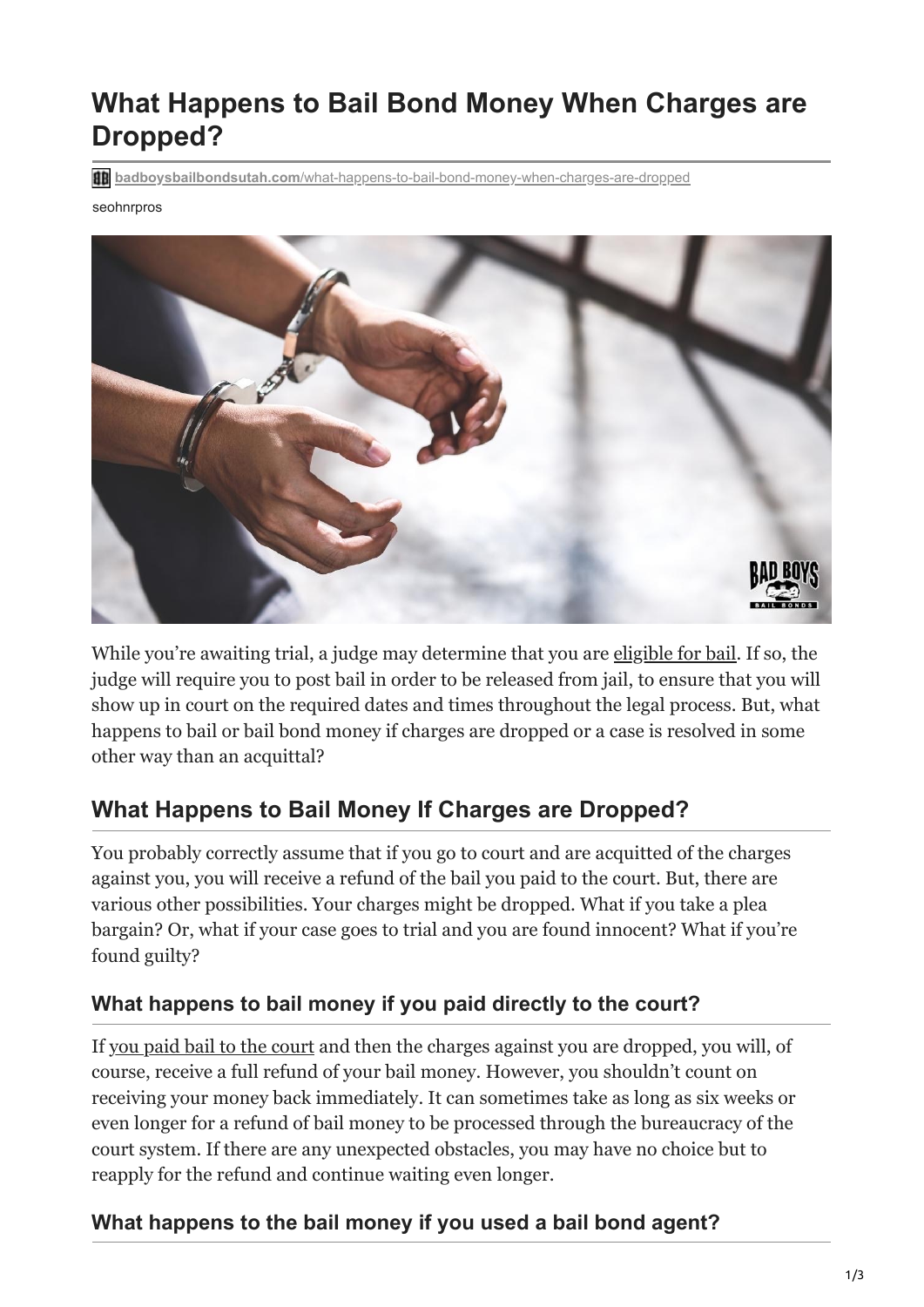# What Happens to Bail Bond Money When Charges are Dropped?

badboysbailbondsutah.com/what-happens-to-bail-bond-money-when-charges-are-dropped

seohnrpros

While you're awaiting trial, a judge may determine that you are eligible for bail. If so, the judge will require you to post bail in order to be released from jail, to ensure that you will show up in court on the required dates and times throughout the legal process. But, what happens to bail or bail bond money if charges are dropped or a case is resolved in some other way than an acquittal?

## What Happens to Bail Money If Charges are Dropped?

You probably correctly assume that if you go to court and are acquitted of the charges against you, you will receive a refund of the bail you paid to the court. But, there are various other possibilities. Your charges might be dropped. What if you take a plea bargain? Or, what if your case goes to trial and you are found innocent? What if you're found guilty?

### What happens to bail money if you paid directly to the court?

If you paid bail to the court and then the charges against you are dropped, you will, of course, receive a full refund of your bail money. However, you shouldn't count on receiving your money back immediately. It can sometimes take as long as six weeks or even longer for a refund of bail money to be processed through the bureaucracy of the court system. If there are any unexpected obstacles, you may have no choice but to reapply for the refund and continue waiting even longer.

### What happens to the bail money if you used a bail bond agent?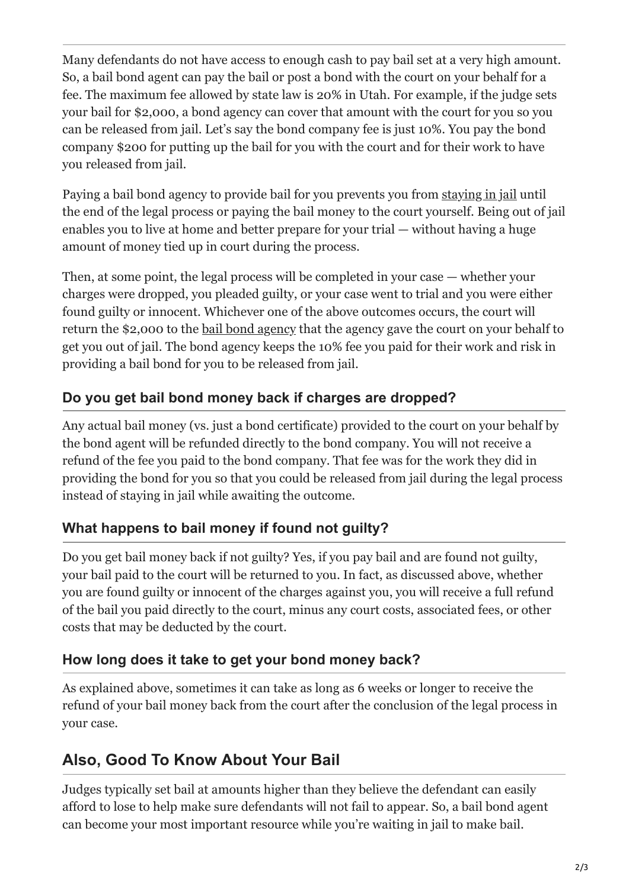Many defendants do not have access to enough cash to pay bail set at a very high amount. So, a bail bond agent can pay the bail or post a bond with the court on your behalf for a fee. The maximum fee allowed by state law is 20% in Utah. For example, if the judge sets your bail for $2,000, a bond agency can cover that amount with the court for you so you can be released from jail. Let's say the bond company fee is just 10%. You pay the bond company $200 for putting up the bail for you with the court and for their work to have you released from jail.

Paying a bail bond agency to provide bail for you prevents you from staying in jail until the end of the legal process or paying the bail money to the court yourself. Being out of jail enables you to live at home and better prepare for your trial — without having a huge amount of money tied up in court during the process.

Then, at some point, the legal process will be completed in your case — whether your charges were dropped, you pleaded guilty, or your case went to trial and you were either found guilty or innocent. Whichever one of the above outcomes occurs, the court will return the $2,000 to the bail bond agency that the agency gave the court on your behalf to get you out of jail. The bond agency keeps the 10% fee you paid for their work and risk in providing a bail bond for you to be released from jail.

### Do you get bail bond money back if charges are dropped?

Any actual bail money (vs. just a bond certificate) provided to the court on your behalf by the bond agent will be refunded directly to the bond company. You will not receive a refund of the fee you paid to the bond company. That fee was for the work they did in providing the bond for you so that you could be released from jail during the legal process instead of staying in jail while awaiting the outcome.

### What happens to bail money if found not guilty?

Do you get bail money back if not guilty? Yes, if you pay bail and are found not guilty, your bail paid to the court will be returned to you. In fact, as discussed above, whether you are found guilty or innocent of the charges against you, you will receive a full refund of the bail you paid directly to the court, minus any court costs, associated fees, or other costs that may be deducted by the court.

### How long does it take to get your bond money back?

As explained above, sometimes it can take as long as 6 weeks or longer to receive the refund of your bail money back from the court after the conclusion of the legal process in your case.

## Also, Good To Know About Your Bail

Judges typically set bail at amounts higher than they believe the defendant can easily afford to lose to help make sure defendants will not fail to appear. So, a bail bond agent can become your most important resource while you're waiting in jail to make bail.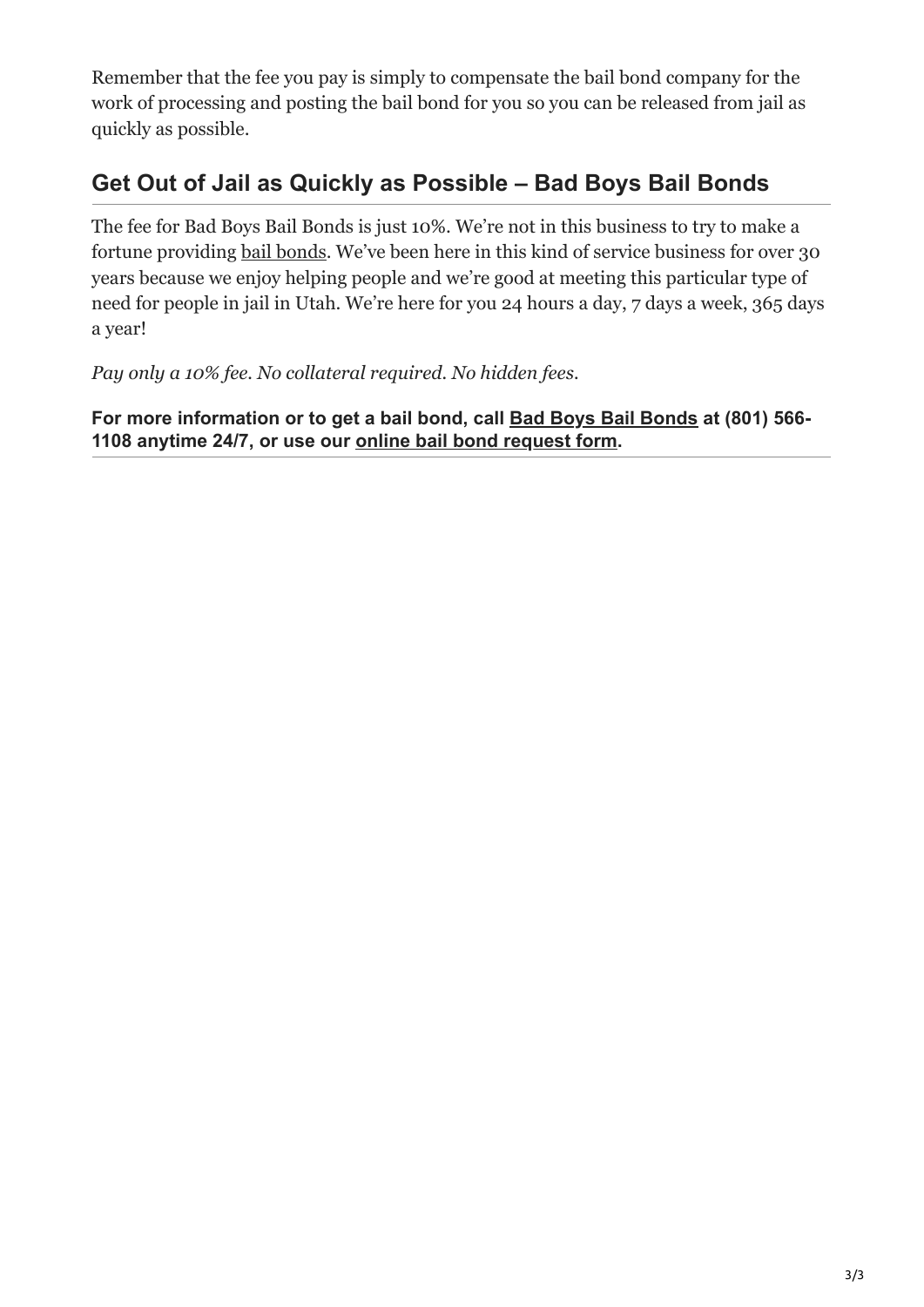Remember that the fee you pay is simply to compensate the bail bond company for the work of processing and posting the bail bond for you so you can be released from jail as quickly as possible.

## Get Out of Jail as Quickly as Possible – Bad Boys Bail Bonds

The fee for Bad Boys Bail Bonds is just 10%. We're not in this business to try to make a fortune providing bail bonds. We've been here in this kind of service business for over 30 years because we enjoy helping people and we're good at meeting this particular type of need for people in jail in Utah. We're here for you 24 hours a day, 7 days a week, 365 days a year!

*Pay only a 10% fee. No collateral required. No hidden fees.*

**For more information or to get a bail bond, call Bad Boys Bail Bonds at (801) 566-1108 anytime 24/7, or use our online bail bond request form.**